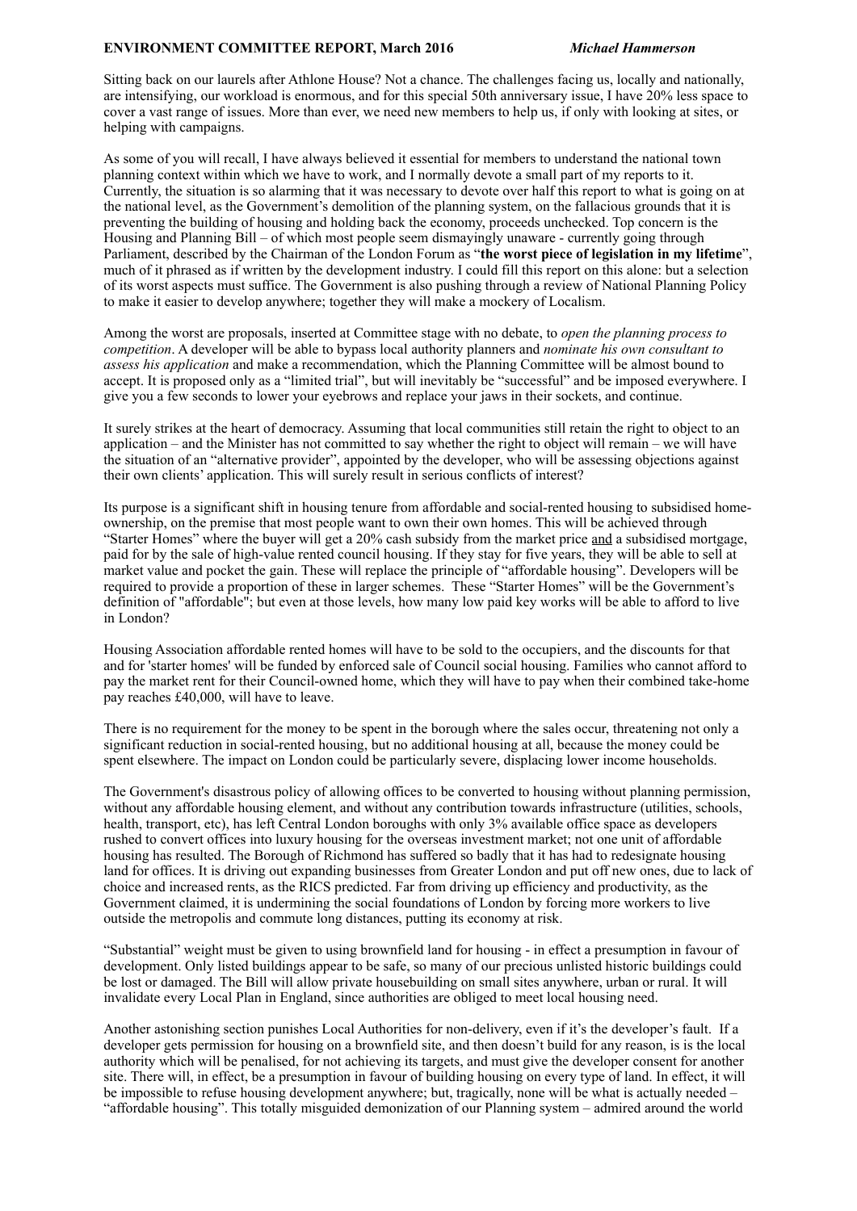**ENVIRONMENT COMMITTEE REPORT, March 2016** *Michael Hammerson*

Sitting back on our laurels after Athlone House? Not a chance. The challenges facing us, locally and nationally, are intensifying, our workload is enormous, and for this special 50th anniversary issue, I have 20% less space to cover a vast range of issues. More than ever, we need new members to help us, if only with looking at sites, or helping with campaigns.

As some of you will recall, I have always believed it essential for members to understand the national town planning context within which we have to work, and I normally devote a small part of my reports to it. Currently, the situation is so alarming that it was necessary to devote over half this report to what is going on at the national level, as the Government's demolition of the planning system, on the fallacious grounds that it is preventing the building of housing and holding back the economy, proceeds unchecked. Top concern is the Housing and Planning Bill – of which most people seem dismayingly unaware - currently going through Parliament, described by the Chairman of the London Forum as "**the worst piece of legislation in my lifetime**", much of it phrased as if written by the development industry. I could fill this report on this alone: but a selection of its worst aspects must suffice. The Government is also pushing through a review of National Planning Policy to make it easier to develop anywhere; together they will make a mockery of Localism.

Among the worst are proposals, inserted at Committee stage with no debate, to *open the planning process to competition*. A developer will be able to bypass local authority planners and *nominate his own consultant to assess his application* and make a recommendation, which the Planning Committee will be almost bound to accept. It is proposed only as a "limited trial", but will inevitably be "successful" and be imposed everywhere. I give you a few seconds to lower your eyebrows and replace your jaws in their sockets, and continue.

It surely strikes at the heart of democracy. Assuming that local communities still retain the right to object to an application – and the Minister has not committed to say whether the right to object will remain – we will have the situation of an "alternative provider", appointed by the developer, who will be assessing objections against their own clients' application. This will surely result in serious conflicts of interest?

Its purpose is a significant shift in housing tenure from affordable and social-rented housing to subsidised home-ownership, on the premise that most people want to own their own homes. This will be achieved through "Starter Homes" where the buyer will get a 20% cash subsidy from the market price <u>and</u> a subsidised mortgage, paid for by the sale of high-value rented council housing. If they stay for five years, they will be able to sell at market value and pocket the gain. These will replace the principle of "affordable housing". Developers will be required to provide a proportion of these in larger schemes. These "Starter Homes" will be the Government's definition of "affordable"; but even at those levels, how many low paid key works will be able to afford to live in London?

Housing Association affordable rented homes will have to be sold to the occupiers, and the discounts for that and for 'starter homes' will be funded by enforced sale of Council social housing. Families who cannot afford to pay the market rent for their Council-owned home, which they will have to pay when their combined take-home pay reaches £40,000, will have to leave.

There is no requirement for the money to be spent in the borough where the sales occur, threatening not only a significant reduction in social-rented housing, but no additional housing at all, because the money could be spent elsewhere. The impact on London could be particularly severe, displacing lower income households.

The Government's disastrous policy of allowing offices to be converted to housing without planning permission, without any affordable housing element, and without any contribution towards infrastructure (utilities, schools, health, transport, etc), has left Central London boroughs with only 3% available office space as developers rushed to convert offices into luxury housing for the overseas investment market; not one unit of affordable housing has resulted. The Borough of Richmond has suffered so badly that it has had to redesignate housing land for offices. It is driving out expanding businesses from Greater London and put off new ones, due to lack of choice and increased rents, as the RICS predicted. Far from driving up efficiency and productivity, as the Government claimed, it is undermining the social foundations of London by forcing more workers to live outside the metropolis and commute long distances, putting its economy at risk.

"Substantial" weight must be given to using brownfield land for housing - in effect a presumption in favour of development. Only listed buildings appear to be safe, so many of our precious unlisted historic buildings could be lost or damaged. The Bill will allow private housebuilding on small sites anywhere, urban or rural. It will invalidate every Local Plan in England, since authorities are obliged to meet local housing need.

Another astonishing section punishes Local Authorities for non-delivery, even if it's the developer's fault. If a developer gets permission for housing on a brownfield site, and then doesn't build for any reason, is is the local authority which will be penalised, for not achieving its targets, and must give the developer consent for another site. There will, in effect, be a presumption in favour of building housing on every type of land. In effect, it will be impossible to refuse housing development anywhere; but, tragically, none will be what is actually needed – "affordable housing". This totally misguided demonization of our Planning system – admired around the world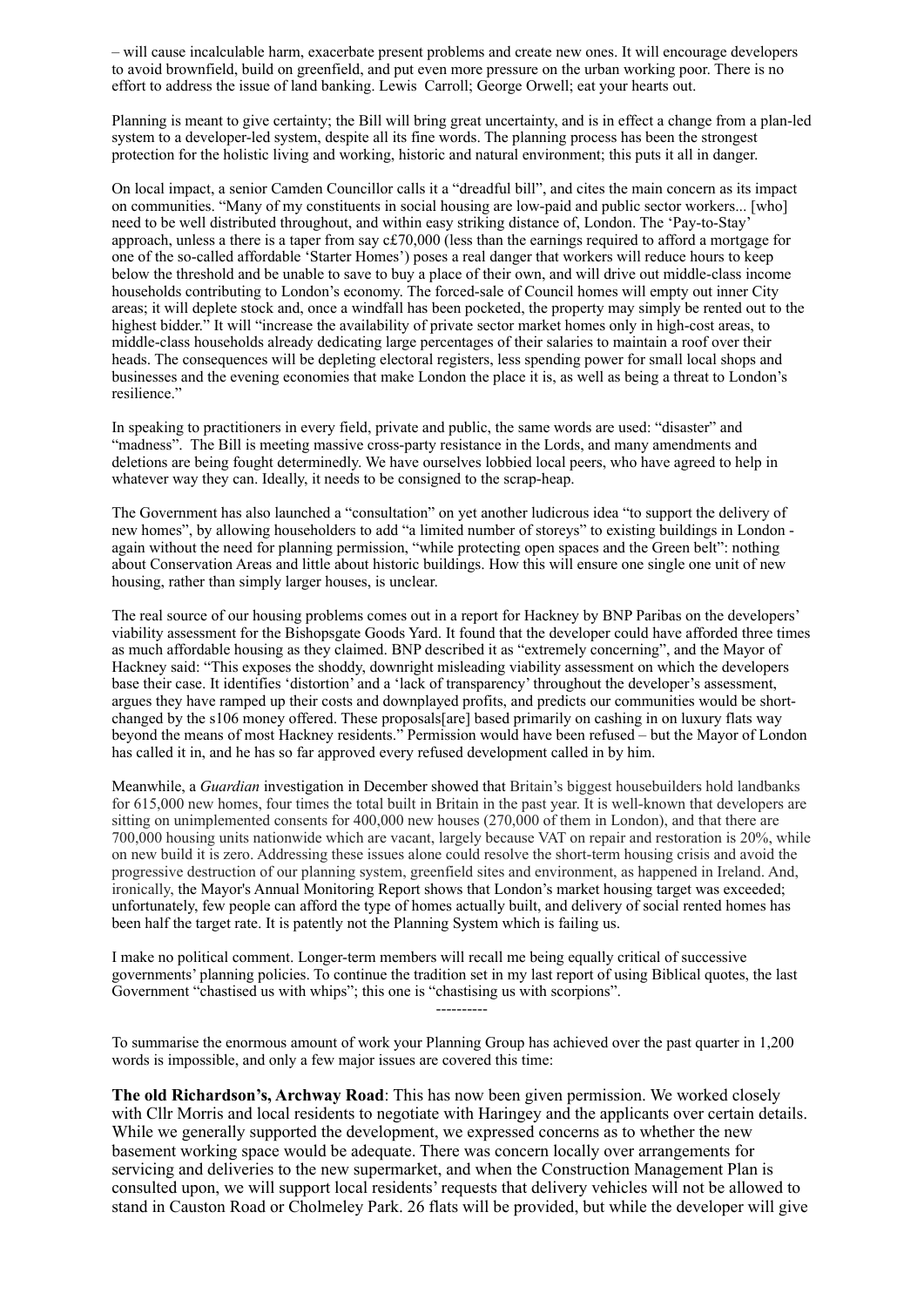– will cause incalculable harm, exacerbate present problems and create new ones. It will encourage developers to avoid brownfield, build on greenfield, and put even more pressure on the urban working poor. There is no effort to address the issue of land banking. Lewis Carroll; George Orwell; eat your hearts out.

Planning is meant to give certainty; the Bill will bring great uncertainty, and is in effect a change from a plan-led system to a developer-led system, despite all its fine words. The planning process has been the strongest protection for the holistic living and working, historic and natural environment; this puts it all in danger.

On local impact, a senior Camden Councillor calls it a "dreadful bill", and cites the main concern as its impact on communities. "Many of my constituents in social housing are low-paid and public sector workers... [who] need to be well distributed throughout, and within easy striking distance of, London. The 'Pay-to-Stay' approach, unless a there is a taper from say c£70,000 (less than the earnings required to afford a mortgage for one of the so-called affordable 'Starter Homes') poses a real danger that workers will reduce hours to keep below the threshold and be unable to save to buy a place of their own, and will drive out middle-class income households contributing to London's economy. The forced-sale of Council homes will empty out inner City areas; it will deplete stock and, once a windfall has been pocketed, the property may simply be rented out to the highest bidder." It will "increase the availability of private sector market homes only in high-cost areas, to middle-class households already dedicating large percentages of their salaries to maintain a roof over their heads. The consequences will be depleting electoral registers, less spending power for small local shops and businesses and the evening economies that make London the place it is, as well as being a threat to London's resilience."

In speaking to practitioners in every field, private and public, the same words are used: "disaster" and "madness". The Bill is meeting massive cross-party resistance in the Lords, and many amendments and deletions are being fought determinedly. We have ourselves lobbied local peers, who have agreed to help in whatever way they can. Ideally, it needs to be consigned to the scrap-heap.

The Government has also launched a "consultation" on yet another ludicrous idea "to support the delivery of new homes", by allowing householders to add "a limited number of storeys" to existing buildings in London - again without the need for planning permission, "while protecting open spaces and the Green belt": nothing about Conservation Areas and little about historic buildings. How this will ensure one single one unit of new housing, rather than simply larger houses, is unclear.

The real source of our housing problems comes out in a report for Hackney by BNP Paribas on the developers' viability assessment for the Bishopsgate Goods Yard. It found that the developer could have afforded three times as much affordable housing as they claimed. BNP described it as "extremely concerning", and the Mayor of Hackney said: "This exposes the shoddy, downright misleading viability assessment on which the developers base their case. It identifies 'distortion' and a 'lack of transparency' throughout the developer's assessment, argues they have ramped up their costs and downplayed profits, and predicts our communities would be short-changed by the s106 money offered. These proposals[are] based primarily on cashing in on luxury flats way beyond the means of most Hackney residents." Permission would have been refused – but the Mayor of London has called it in, and he has so far approved every refused development called in by him.

Meanwhile, a *Guardian* investigation in December showed that Britain's biggest housebuilders hold landbanks for 615,000 new homes, four times the total built in Britain in the past year. It is well-known that developers are sitting on unimplemented consents for 400,000 new houses (270,000 of them in London), and that there are 700,000 housing units nationwide which are vacant, largely because VAT on repair and restoration is 20%, while on new build it is zero. Addressing these issues alone could resolve the short-term housing crisis and avoid the progressive destruction of our planning system, greenfield sites and environment, as happened in Ireland. And, ironically, the Mayor's Annual Monitoring Report shows that London's market housing target was exceeded; unfortunately, few people can afford the type of homes actually built, and delivery of social rented homes has been half the target rate. It is patently not the Planning System which is failing us.

I make no political comment. Longer-term members will recall me being equally critical of successive governments' planning policies. To continue the tradition set in my last report of using Biblical quotes, the last Government "chastised us with whips"; this one is "chastising us with scorpions".

----------

To summarise the enormous amount of work your Planning Group has achieved over the past quarter in 1,200 words is impossible, and only a few major issues are covered this time:

**The old Richardson's, Archway Road**: This has now been given permission. We worked closely with Cllr Morris and local residents to negotiate with Haringey and the applicants over certain details. While we generally supported the development, we expressed concerns as to whether the new basement working space would be adequate. There was concern locally over arrangements for servicing and deliveries to the new supermarket, and when the Construction Management Plan is consulted upon, we will support local residents' requests that delivery vehicles will not be allowed to stand in Causton Road or Cholmeley Park. 26 flats will be provided, but while the developer will give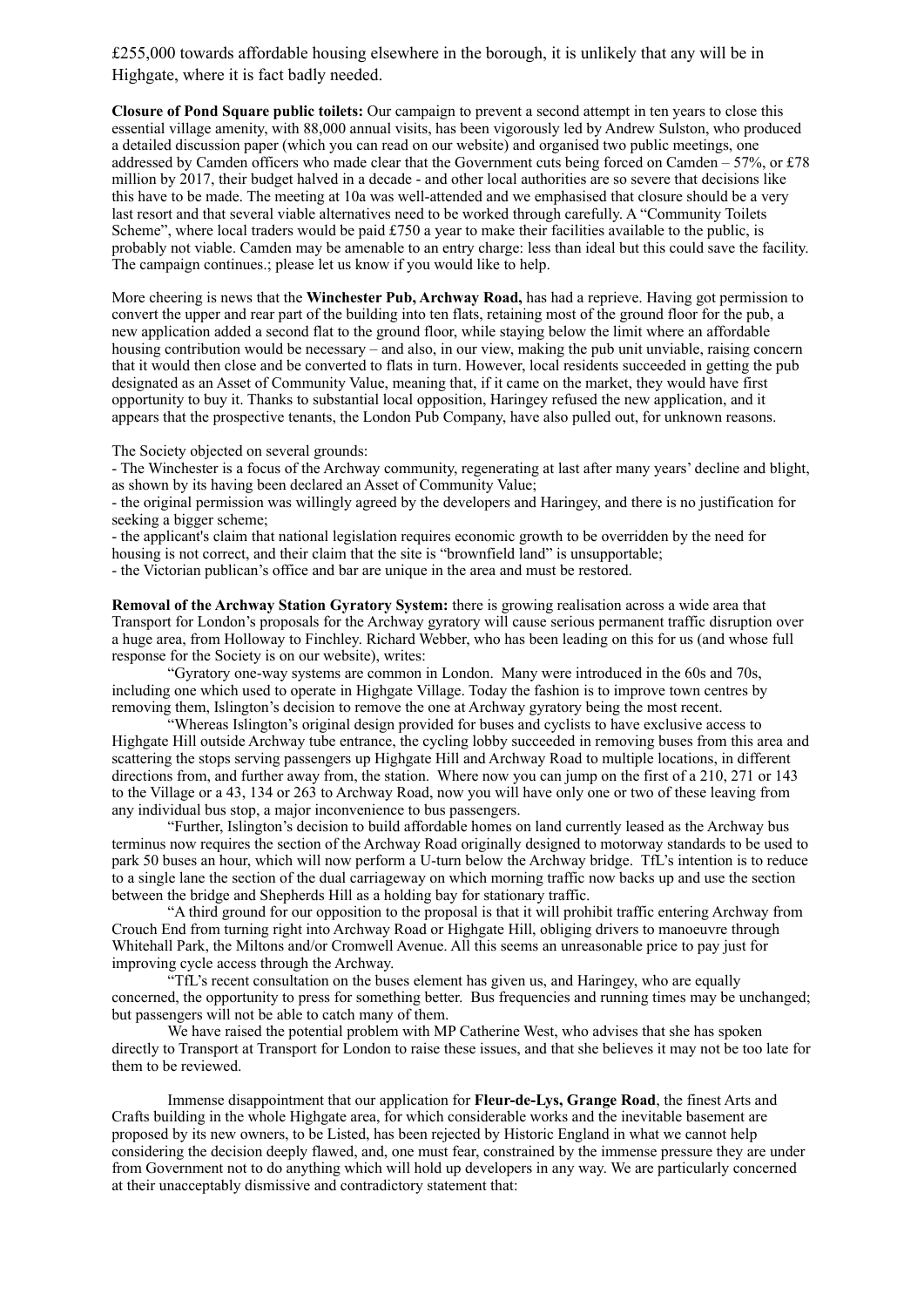£255,000 towards affordable housing elsewhere in the borough, it is unlikely that any will be in Highgate, where it is fact badly needed.

**Closure of Pond Square public toilets:** Our campaign to prevent a second attempt in ten years to close this essential village amenity, with 88,000 annual visits, has been vigorously led by Andrew Sulston, who produced a detailed discussion paper (which you can read on our website) and organised two public meetings, one addressed by Camden officers who made clear that the Government cuts being forced on Camden – 57%, or £78 million by 2017, their budget halved in a decade - and other local authorities are so severe that decisions like this have to be made. The meeting at 10a was well-attended and we emphasised that closure should be a very last resort and that several viable alternatives need to be worked through carefully. A "Community Toilets Scheme", where local traders would be paid £750 a year to make their facilities available to the public, is probably not viable. Camden may be amenable to an entry charge: less than ideal but this could save the facility. The campaign continues.; please let us know if you would like to help.

More cheering is news that the **Winchester Pub, Archway Road,** has had a reprieve. Having got permission to convert the upper and rear part of the building into ten flats, retaining most of the ground floor for the pub, a new application added a second flat to the ground floor, while staying below the limit where an affordable housing contribution would be necessary – and also, in our view, making the pub unit unviable, raising concern that it would then close and be converted to flats in turn. However, local residents succeeded in getting the pub designated as an Asset of Community Value, meaning that, if it came on the market, they would have first opportunity to buy it. Thanks to substantial local opposition, Haringey refused the new application, and it appears that the prospective tenants, the London Pub Company, have also pulled out, for unknown reasons.

The Society objected on several grounds:

- The Winchester is a focus of the Archway community, regenerating at last after many years' decline and blight, as shown by its having been declared an Asset of Community Value;
- the original permission was willingly agreed by the developers and Haringey, and there is no justification for seeking a bigger scheme;
- the applicant's claim that national legislation requires economic growth to be overridden by the need for housing is not correct, and their claim that the site is "brownfield land" is unsupportable;
- the Victorian publican's office and bar are unique in the area and must be restored.

**Removal of the Archway Station Gyratory System:** there is growing realisation across a wide area that Transport for London's proposals for the Archway gyratory will cause serious permanent traffic disruption over a huge area, from Holloway to Finchley. Richard Webber, who has been leading on this for us (and whose full response for the Society is on our website), writes:

"Gyratory one-way systems are common in London. Many were introduced in the 60s and 70s, including one which used to operate in Highgate Village. Today the fashion is to improve town centres by removing them, Islington's decision to remove the one at Archway gyratory being the most recent.

"Whereas Islington's original design provided for buses and cyclists to have exclusive access to Highgate Hill outside Archway tube entrance, the cycling lobby succeeded in removing buses from this area and scattering the stops serving passengers up Highgate Hill and Archway Road to multiple locations, in different directions from, and further away from, the station. Where now you can jump on the first of a 210, 271 or 143 to the Village or a 43, 134 or 263 to Archway Road, now you will have only one or two of these leaving from any individual bus stop, a major inconvenience to bus passengers.

"Further, Islington's decision to build affordable homes on land currently leased as the Archway bus terminus now requires the section of the Archway Road originally designed to motorway standards to be used to park 50 buses an hour, which will now perform a U-turn below the Archway bridge. TfL's intention is to reduce to a single lane the section of the dual carriageway on which morning traffic now backs up and use the section between the bridge and Shepherds Hill as a holding bay for stationary traffic.

"A third ground for our opposition to the proposal is that it will prohibit traffic entering Archway from Crouch End from turning right into Archway Road or Highgate Hill, obliging drivers to manoeuvre through Whitehall Park, the Miltons and/or Cromwell Avenue. All this seems an unreasonable price to pay just for improving cycle access through the Archway.

"TfL's recent consultation on the buses element has given us, and Haringey, who are equally concerned, the opportunity to press for something better. Bus frequencies and running times may be unchanged; but passengers will not be able to catch many of them.

We have raised the potential problem with MP Catherine West, who advises that she has spoken directly to Transport at Transport for London to raise these issues, and that she believes it may not be too late for them to be reviewed.

Immense disappointment that our application for **Fleur-de-Lys, Grange Road**, the finest Arts and Crafts building in the whole Highgate area, for which considerable works and the inevitable basement are proposed by its new owners, to be Listed, has been rejected by Historic England in what we cannot help considering the decision deeply flawed, and, one must fear, constrained by the immense pressure they are under from Government not to do anything which will hold up developers in any way. We are particularly concerned at their unacceptably dismissive and contradictory statement that: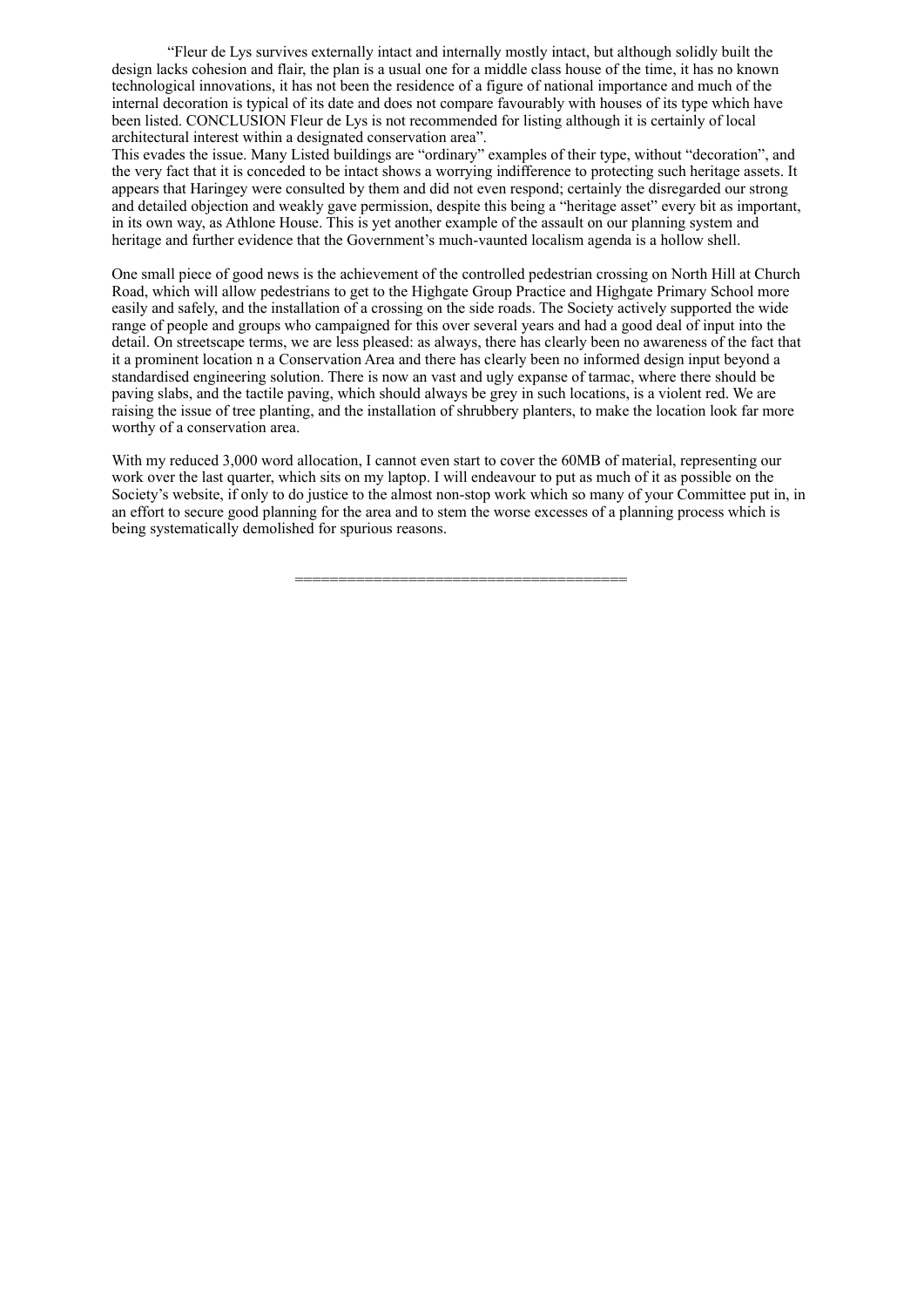"Fleur de Lys survives externally intact and internally mostly intact, but although solidly built the design lacks cohesion and flair, the plan is a usual one for a middle class house of the time, it has no known technological innovations, it has not been the residence of a figure of national importance and much of the internal decoration is typical of its date and does not compare favourably with houses of its type which have been listed. CONCLUSION Fleur de Lys is not recommended for listing although it is certainly of local architectural interest within a designated conservation area".

This evades the issue. Many Listed buildings are "ordinary" examples of their type, without "decoration", and the very fact that it is conceded to be intact shows a worrying indifference to protecting such heritage assets. It appears that Haringey were consulted by them and did not even respond; certainly the disregarded our strong and detailed objection and weakly gave permission, despite this being a "heritage asset" every bit as important, in its own way, as Athlone House. This is yet another example of the assault on our planning system and heritage and further evidence that the Government's much-vaunted localism agenda is a hollow shell.

One small piece of good news is the achievement of the controlled pedestrian crossing on North Hill at Church Road, which will allow pedestrians to get to the Highgate Group Practice and Highgate Primary School more easily and safely, and the installation of a crossing on the side roads. The Society actively supported the wide range of people and groups who campaigned for this over several years and had a good deal of input into the detail. On streetscape terms, we are less pleased: as always, there has clearly been no awareness of the fact that it a prominent location n a Conservation Area and there has clearly been no informed design input beyond a standardised engineering solution. There is now an vast and ugly expanse of tarmac, where there should be paving slabs, and the tactile paving, which should always be grey in such locations, is a violent red. We are raising the issue of tree planting, and the installation of shrubbery planters, to make the location look far more worthy of a conservation area.

With my reduced 3,000 word allocation, I cannot even start to cover the 60MB of material, representing our work over the last quarter, which sits on my laptop. I will endeavour to put as much of it as possible on the Society's website, if only to do justice to the almost non-stop work which so many of your Committee put in, in an effort to secure good planning for the area and to stem the worse excesses of a planning process which is being systematically demolished for spurious reasons.

====================================